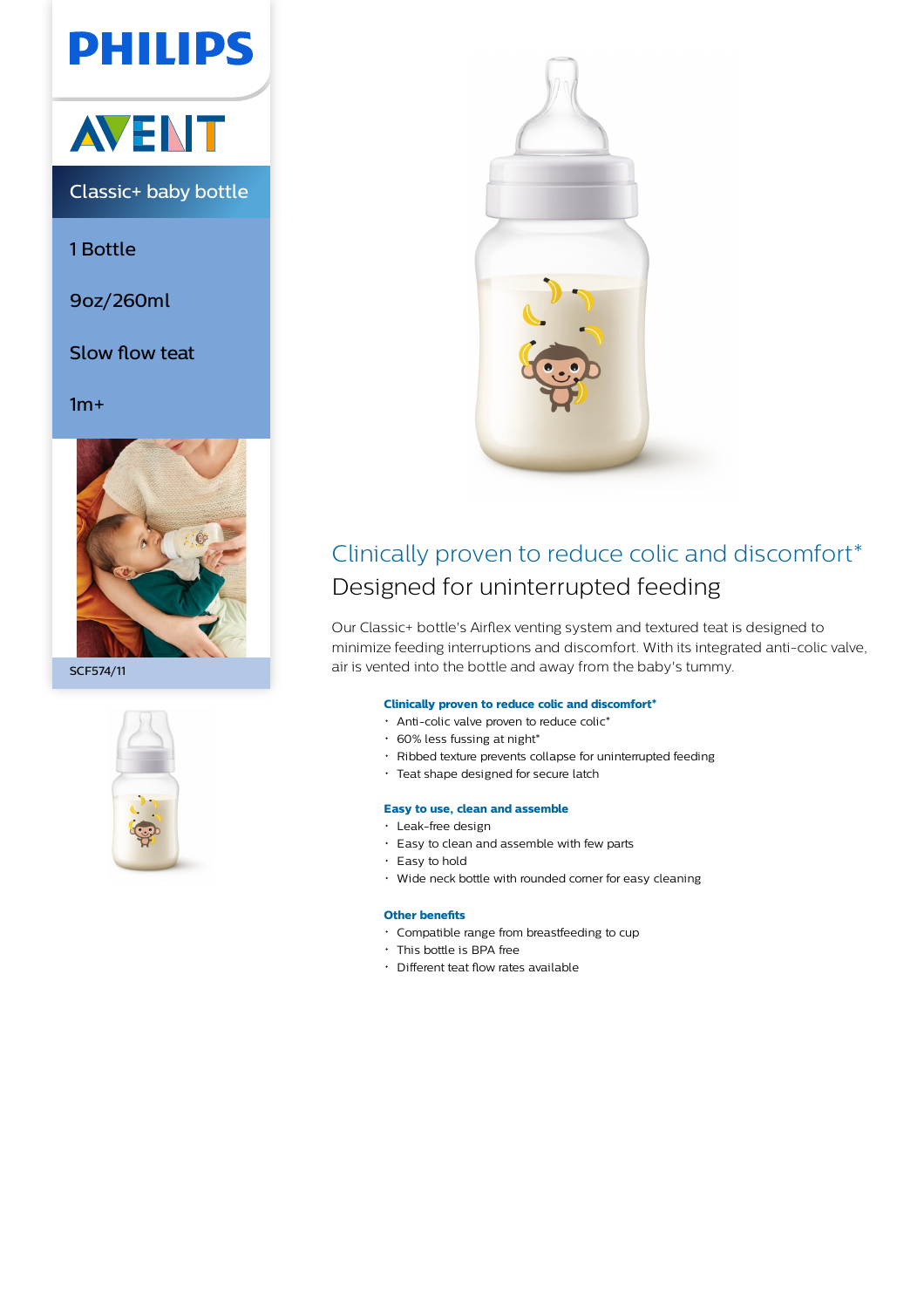PHILIPS

AVENT

# Classic+ baby bottle

1 Bottle

9oz/260ml

Slow flow teat

1m+

SCF574/11

## Clinically proven to reduce colic and discomfort*

### Designed for uninterrupted feeding

Our Classic+ bottle's Airflex venting system and textured teat is designed to minimize feeding interruptions and discomfort. With its integrated anti-colic valve, air is vented into the bottle and away from the baby's tummy.

**Clinically proven to reduce colic and discomfort***

- Anti-colic valve proven to reduce colic*
- 60% less fussing at night*
- Ribbed texture prevents collapse for uninterrupted feeding
- Teat shape designed for secure latch

**Easy to use, clean and assemble**

- Leak-free design
- Easy to clean and assemble with few parts
- Easy to hold
- Wide neck bottle with rounded corner for easy cleaning

**Other benefits**

- Compatible range from breastfeeding to cup
- This bottle is BPA free
- Different teat flow rates available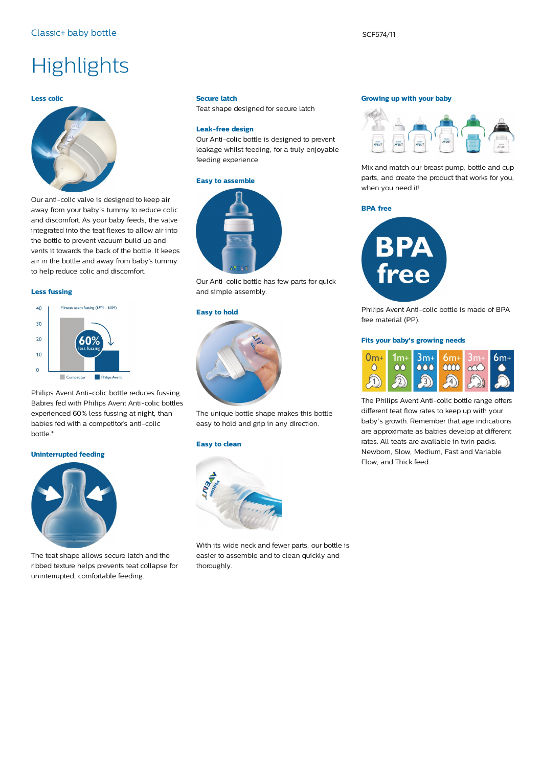# Highlights

### Less colic

Our anti-colic valve is designed to keep air away from your baby's tummy to reduce colic and discomfort. As your baby feeds, the valve integrated into the teat flexes to allow air into the bottle to prevent vacuum build up and vents it towards the back of the bottle. It keeps air in the bottle and away from baby's tummy to help reduce colic and discomfort.

### Less fussing

Philips Avent Anti-colic bottle reduces fussing. Babies fed with Philips Avent Anti-colic bottles experienced 60% less fussing at night, than babies fed with a competitor's anti-colic bottle.*

### Uninterrupted feeding

The teat shape allows secure latch and the ribbed texture helps prevents teat collapse for uninterrupted, comfortable feeding.

### Secure latch

Teat shape designed for secure latch

### Leak-free design

Our Anti-colic bottle is designed to prevent leakage whilst feeding, for a truly enjoyable feeding experience.

### Easy to assemble

Our Anti-colic bottle has few parts for quick and simple assembly.

### Easy to hold

The unique bottle shape makes this bottle easy to hold and grip in any direction.

### Easy to clean

With its wide neck and fewer parts, our bottle is easier to assemble and to clean quickly and thoroughly.

### Growing up with your baby

Mix and match our breast pump, bottle and cup parts, and create the product that works for you, when you need it!

### BPA free

Philips Avent Anti-colic bottle is made of BPA free material (PP).

### Fits your baby's growing needs

The Philips Avent Anti-colic bottle range offers different teat flow rates to keep up with your baby's growth. Remember that age indications are approximate as babies develop at different rates. All teats are available in twin packs: Newborn, Slow, Medium, Fast and Variable Flow, and Thick feed.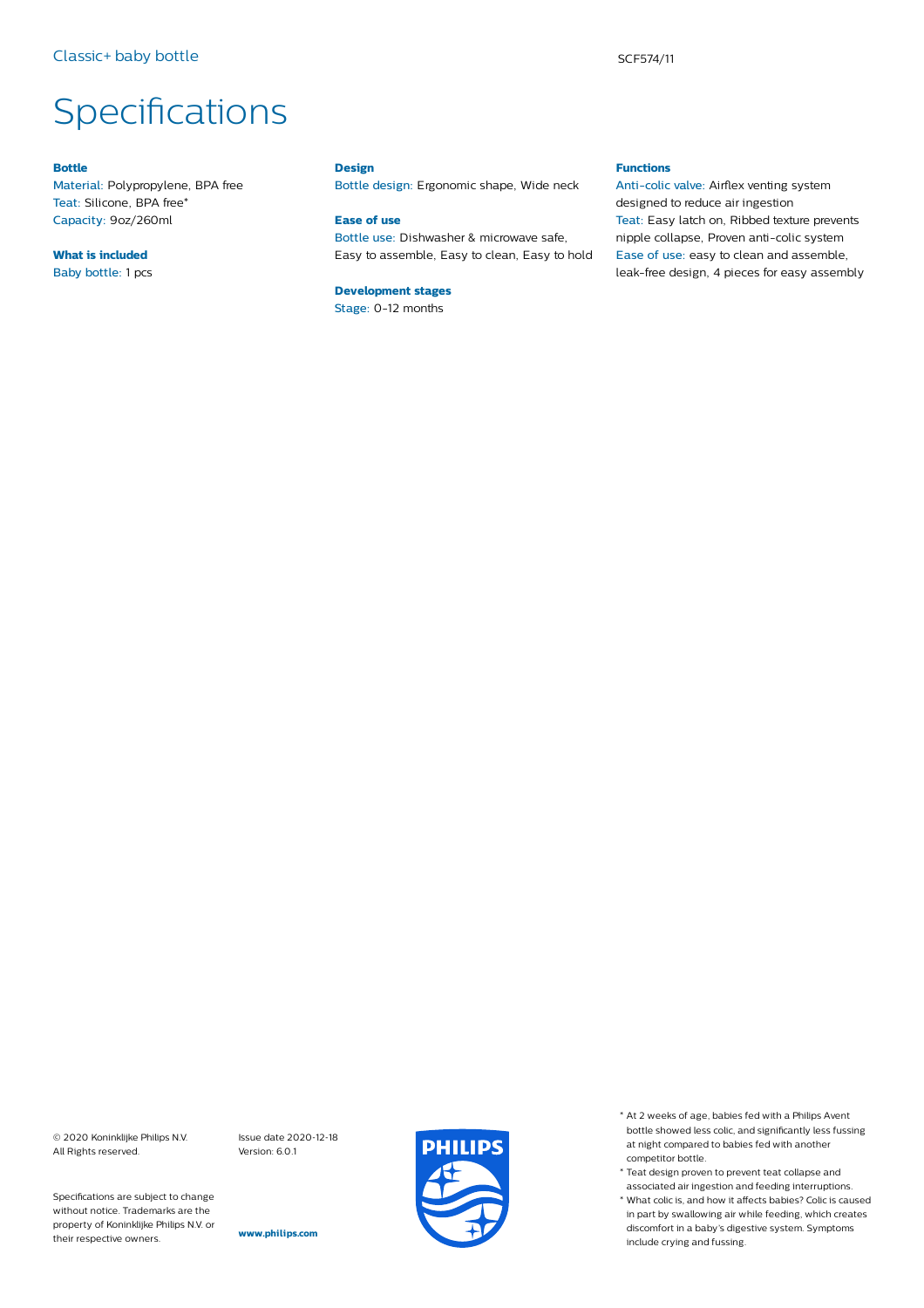Classic+ baby bottle

SCF574/11

# Specifications

### Bottle

Material: Polypropylene, BPA free
Teat: Silicone, BPA free*
Capacity: 9oz/260ml

### What is included

Baby bottle: 1 pcs

### Design

Bottle design: Ergonomic shape, Wide neck

### Ease of use

Bottle use: Dishwasher & microwave safe, Easy to assemble, Easy to clean, Easy to hold

### Development stages

Stage: 0-12 months

### Functions

Anti-colic valve: Airflex venting system designed to reduce air ingestion
Teat: Easy latch on, Ribbed texture prevents nipple collapse, Proven anti-colic system
Ease of use: easy to clean and assemble, leak-free design, 4 pieces for easy assembly

© 2020 Koninklijke Philips N.V.
All Rights reserved.

Specifications are subject to change without notice. Trademarks are the property of Koninklijke Philips N.V. or their respective owners.

Issue date 2020-12-18
Version: 6.0.1

www.philips.com

PHILIPS

- * At 2 weeks of age, babies fed with a Philips Avent bottle showed less colic, and significantly less fussing at night compared to babies fed with another competitor bottle.
- * Teat design proven to prevent teat collapse and associated air ingestion and feeding interruptions.
- * What colic is, and how it affects babies? Colic is caused in part by swallowing air while feeding, which creates discomfort in a baby's digestive system. Symptoms include crying and fussing.